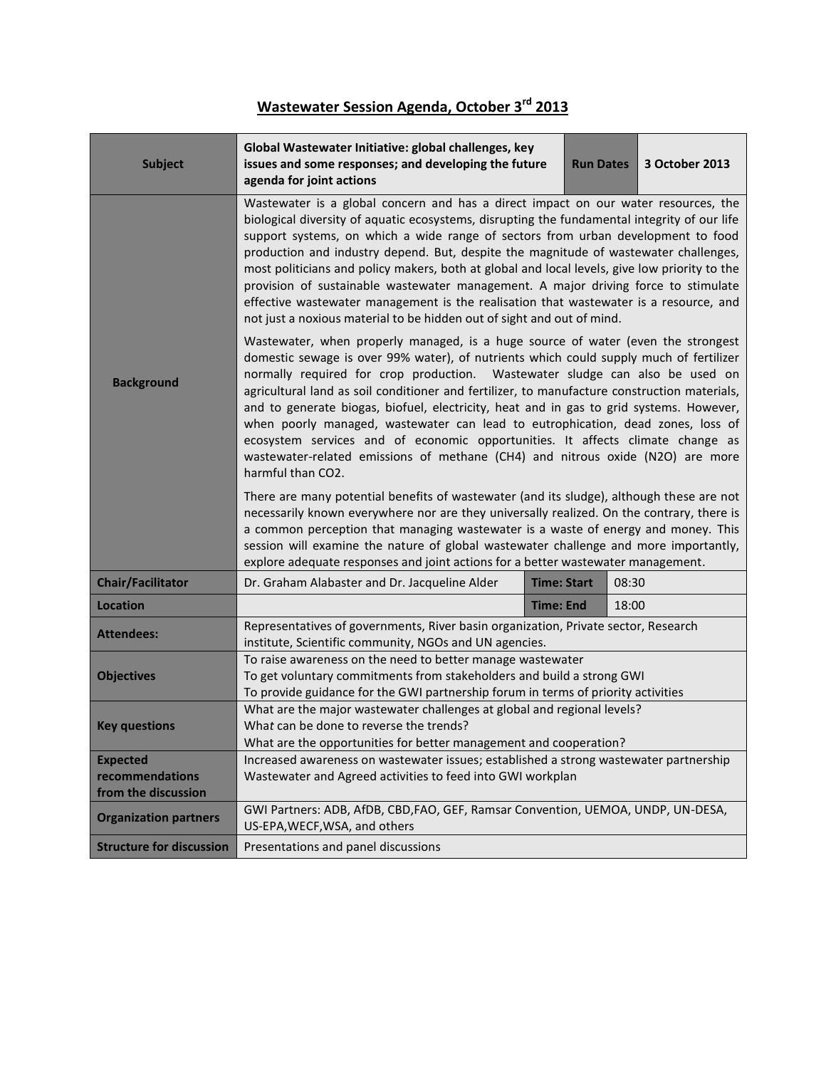# Wastewater Session Agenda, October 3rd 2013

| **Subject** | **Global Wastewater Initiative: global challenges, key issues and some responses; and developing the future agenda for joint actions** | **Run Dates** | **3 October 2013** |
|---|---|---|---|
| **Background** | Wastewater is a global concern and has a direct impact on our water resources, the biological diversity of aquatic ecosystems, disrupting the fundamental integrity of our life support systems, on which a wide range of sectors from urban development to food production and industry depend. But, despite the magnitude of wastewater challenges, most politicians and policy makers, both at global and local levels, give low priority to the provision of sustainable wastewater management. A major driving force to stimulate effective wastewater management is the realisation that wastewater is a resource, and not just a noxious material to be hidden out of sight and out of mind.<br><br>Wastewater, when properly managed, is a huge source of water (even the strongest domestic sewage is over 99% water), of nutrients which could supply much of fertilizer normally required for crop production. Wastewater sludge can also be used on agricultural land as soil conditioner and fertilizer, to manufacture construction materials, and to generate biogas, biofuel, electricity, heat and in gas to grid systems. However, when poorly managed, wastewater can lead to eutrophication, dead zones, loss of ecosystem services and of economic opportunities. It affects climate change as wastewater-related emissions of methane ($CH_4$) and nitrous oxide ($N_2O$) are more harmful than $CO_2$.<br><br>There are many potential benefits of wastewater (and its sludge), although these are not necessarily known everywhere nor are they universally realized. On the contrary, there is a common perception that managing wastewater is a waste of energy and money. This session will examine the nature of global wastewater challenge and more importantly, explore adequate responses and joint actions for a better wastewater management. | | |
| **Chair/Facilitator** | Dr. Graham Alabaster and Dr. Jacqueline Alder | **Time: Start** | 08:30 |
| **Location** | | **Time: End** | 18:00 |
| **Attendees:** | Representatives of governments, River basin organization, Private sector, Research institute, Scientific community, NGOs and UN agencies. | | |
| **Objectives** | To raise awareness on the need to better manage wastewater<br>To get voluntary commitments from stakeholders and build a strong GWI<br>To provide guidance for the GWI partnership forum in terms of priority activities | | |
| **Key questions** | What are the major wastewater challenges at global and regional levels?<br>What can be done to reverse the trends?<br>What are the opportunities for better management and cooperation? | | |
| **Expected recommendations from the discussion** | Increased awareness on wastewater issues; established a strong wastewater partnership<br>Wastewater and Agreed activities to feed into GWI workplan | | |
| **Organization partners** | GWI Partners: ADB, AfDB, CBD,FAO, GEF, Ramsar Convention, UEMOA, UNDP, UN-DESA, US-EPA,WECF,WSA, and others | | |
| **Structure for discussion** | Presentations and panel discussions | | |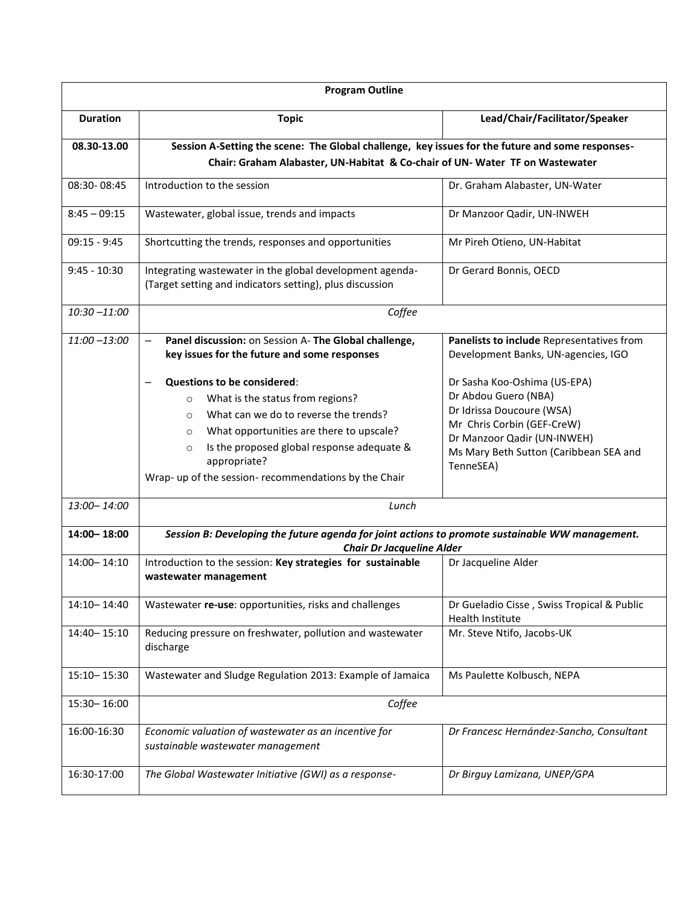| Program Outline | | |
|---|---|---|
| **Duration** | **Topic** | **Lead/Chair/Facilitator/Speaker** |
| **08.30-13.00** | **Session A-Setting the scene: The Global challenge, key issues for the future and some responses- Chair: Graham Alabaster, UN-Habitat & Co-chair of UN- Water TF on Wastewater** | |
| 08:30- 08:45 | Introduction to the session | Dr. Graham Alabaster, UN-Water |
| 8:45 – 09:15 | Wastewater, global issue, trends and impacts | Dr Manzoor Qadir, UN-INWEH |
| 09:15 - 9:45 | Shortcutting the trends, responses and opportunities | Mr Pireh Otieno, UN-Habitat |
| 9:45 - 10:30 | Integrating wastewater in the global development agenda- (Target setting and indicators setting), plus discussion | Dr Gerard Bonnis, OECD |
| *10:30 –11:00* | *Coffee* | |
| *11:00 –13:00* | – **Panel discussion:** on Session A- **The Global challenge, key issues for the future and some responses**<br>– **Questions to be considered**:<br>○ What is the status from regions?<br>○ What can we do to reverse the trends?<br>○ What opportunities are there to upscale?<br>○ Is the proposed global response adequate & appropriate?<br>Wrap- up of the session- recommendations by the Chair | **Panelists to include** Representatives from Development Banks, UN-agencies, IGO<br>Dr Sasha Koo-Oshima (US-EPA)<br>Dr Abdou Guero (NBA)<br>Dr Idrissa Doucoure (WSA)<br>Mr Chris Corbin (GEF-CreW)<br>Dr Manzoor Qadir (UN-INWEH)<br>Ms Mary Beth Sutton (Caribbean SEA and TenneSEA) |
| *13:00– 14:00* | *Lunch* | |
| **14:00– 18:00** | ***Session B: Developing the future agenda for joint actions to promote sustainable WW management. Chair Dr Jacqueline Alder*** | |
| 14:00– 14:10 | Introduction to the session: **Key strategies for sustainable wastewater management** | Dr Jacqueline Alder |
| 14:10– 14:40 | Wastewater **re-use**: opportunities, risks and challenges | Dr Gueladio Cisse , Swiss Tropical & Public Health Institute |
| 14:40– 15:10 | Reducing pressure on freshwater, pollution and wastewater discharge | Mr. Steve Ntifo, Jacobs-UK |
| 15:10– 15:30 | Wastewater and Sludge Regulation 2013: Example of Jamaica | Ms Paulette Kolbusch, NEPA |
| 15:30– 16:00 | *Coffee* | |
| 16:00-16:30 | *Economic valuation of wastewater as an incentive for sustainable wastewater management* | *Dr Francesc Hernández-Sancho, Consultant* |
| 16:30-17:00 | *The Global Wastewater Initiative (GWI) as a response-* | *Dr Birguy Lamizana, UNEP/GPA* |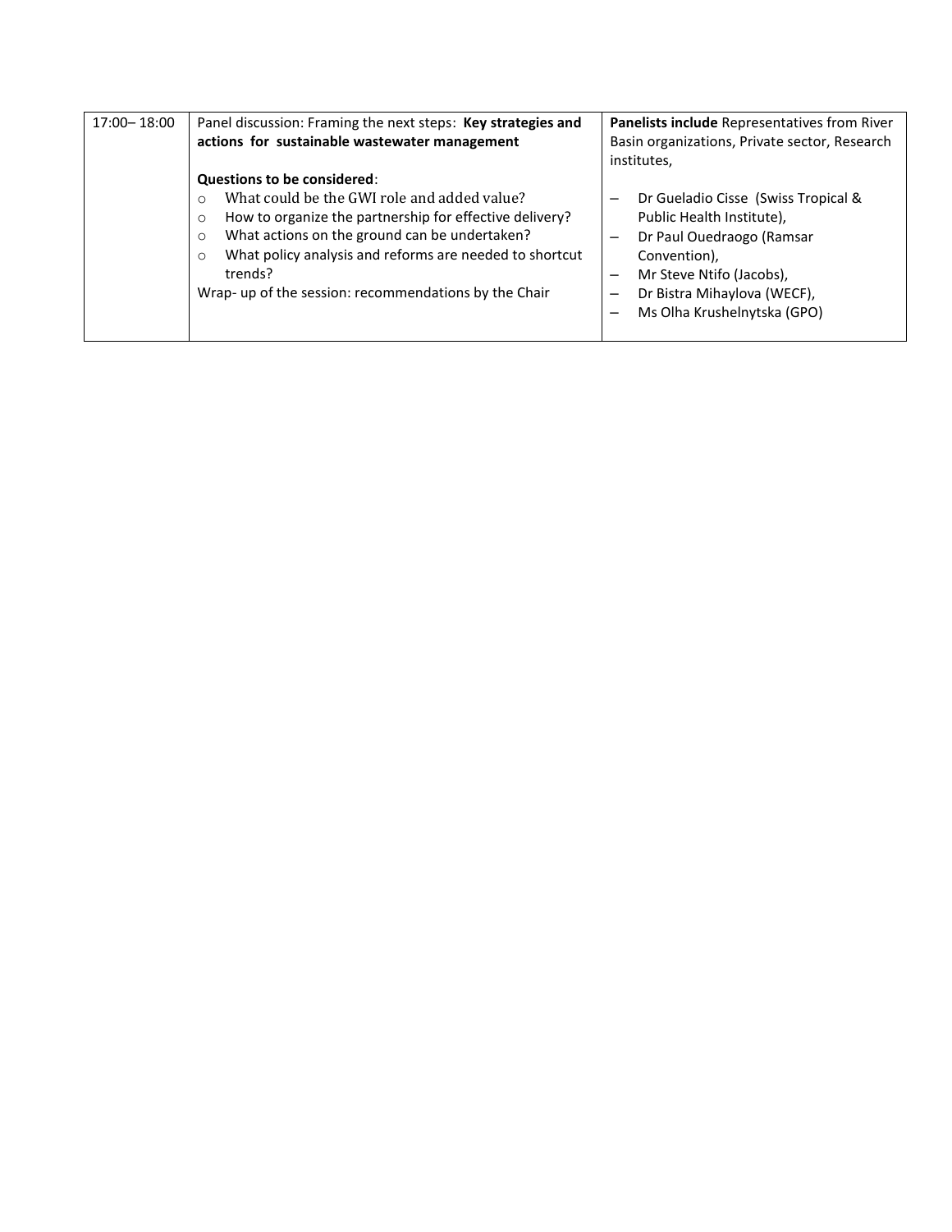| | | |
|---|---|---|
| 17:00– 18:00 | Panel discussion: Framing the next steps: **Key strategies and actions for sustainable wastewater management**<br><br>**Questions to be considered**:<br>○ What could be the GWI role and added value?<br>○ How to organize the partnership for effective delivery?<br>○ What actions on the ground can be undertaken?<br>○ What policy analysis and reforms are needed to shortcut trends?<br>Wrap- up of the session: recommendations by the Chair | **Panelists include** Representatives from River Basin organizations, Private sector, Research institutes,<br><br>– Dr Gueladio Cisse (Swiss Tropical & Public Health Institute),<br>– Dr Paul Ouedraogo (Ramsar Convention),<br>– Mr Steve Ntifo (Jacobs),<br>– Dr Bistra Mihaylova (WECF),<br>– Ms Olha Krushelnytska (GPO) |